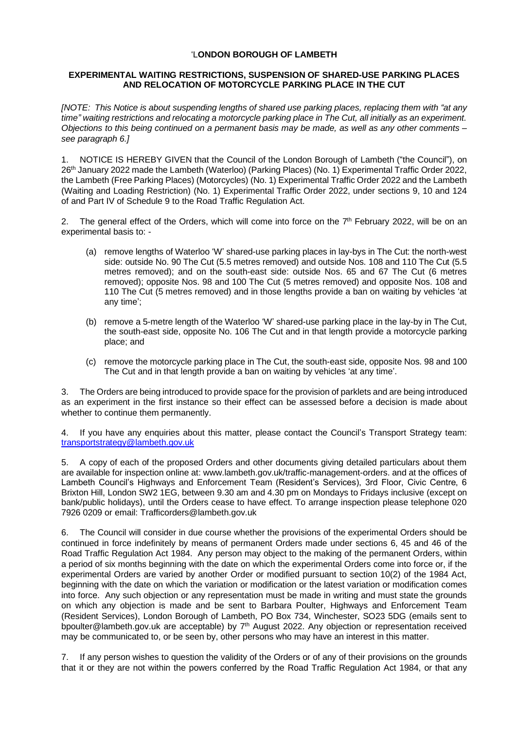# 'LONDON BOROUGH OF LAMBETH

## EXPERIMENTAL WAITING RESTRICTIONS, SUSPENSION OF SHARED-USE PARKING PLACES AND RELOCATION OF MOTORCYCLE PARKING PLACE IN THE CUT

*[NOTE: This Notice is about suspending lengths of shared use parking places, replacing them with "at any time" waiting restrictions and relocating a motorcycle parking place in The Cut, all initially as an experiment. Objections to this being continued on a permanent basis may be made, as well as any other comments – see paragraph 6.]*

1. NOTICE IS HEREBY GIVEN that the Council of the London Borough of Lambeth ("the Council"), on 26th January 2022 made the Lambeth (Waterloo) (Parking Places) (No. 1) Experimental Traffic Order 2022, the Lambeth (Free Parking Places) (Motorcycles) (No. 1) Experimental Traffic Order 2022 and the Lambeth (Waiting and Loading Restriction) (No. 1) Experimental Traffic Order 2022, under sections 9, 10 and 124 of and Part IV of Schedule 9 to the Road Traffic Regulation Act.

2. The general effect of the Orders, which will come into force on the 7th February 2022, will be on an experimental basis to: -

   (a) remove lengths of Waterloo 'W' shared-use parking places in lay-bys in The Cut: the north-west side: outside No. 90 The Cut (5.5 metres removed) and outside Nos. 108 and 110 The Cut (5.5 metres removed); and on the south-east side: outside Nos. 65 and 67 The Cut (6 metres removed); opposite Nos. 98 and 100 The Cut (5 metres removed) and opposite Nos. 108 and 110 The Cut (5 metres removed) and in those lengths provide a ban on waiting by vehicles 'at any time';

   (b) remove a 5-metre length of the Waterloo 'W' shared-use parking place in the lay-by in The Cut, the south-east side, opposite No. 106 The Cut and in that length provide a motorcycle parking place; and

   (c) remove the motorcycle parking place in The Cut, the south-east side, opposite Nos. 98 and 100 The Cut and in that length provide a ban on waiting by vehicles 'at any time'.

3. The Orders are being introduced to provide space for the provision of parklets and are being introduced as an experiment in the first instance so their effect can be assessed before a decision is made about whether to continue them permanently.

4. If you have any enquiries about this matter, please contact the Council's Transport Strategy team: transportstrategy@lambeth.gov.uk

5. A copy of each of the proposed Orders and other documents giving detailed particulars about them are available for inspection online at: www.lambeth.gov.uk/traffic-management-orders. and at the offices of Lambeth Council's Highways and Enforcement Team (Resident's Services), 3rd Floor, Civic Centre, 6 Brixton Hill, London SW2 1EG, between 9.30 am and 4.30 pm on Mondays to Fridays inclusive (except on bank/public holidays), until the Orders cease to have effect. To arrange inspection please telephone 020 7926 0209 or email: Trafficorders@lambeth.gov.uk

6. The Council will consider in due course whether the provisions of the experimental Orders should be continued in force indefinitely by means of permanent Orders made under sections 6, 45 and 46 of the Road Traffic Regulation Act 1984. Any person may object to the making of the permanent Orders, within a period of six months beginning with the date on which the experimental Orders come into force or, if the experimental Orders are varied by another Order or modified pursuant to section 10(2) of the 1984 Act, beginning with the date on which the variation or modification or the latest variation or modification comes into force. Any such objection or any representation must be made in writing and must state the grounds on which any objection is made and be sent to Barbara Poulter, Highways and Enforcement Team (Resident Services), London Borough of Lambeth, PO Box 734, Winchester, SO23 5DG (emails sent to bpoulter@lambeth.gov.uk are acceptable) by 7th August 2022. Any objection or representation received may be communicated to, or be seen by, other persons who may have an interest in this matter.

7. If any person wishes to question the validity of the Orders or of any of their provisions on the grounds that it or they are not within the powers conferred by the Road Traffic Regulation Act 1984, or that any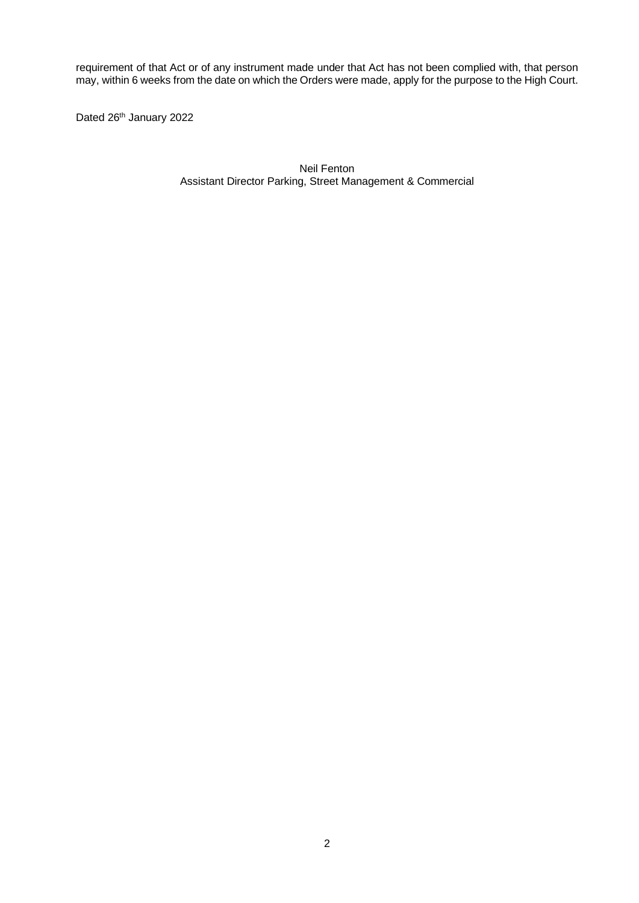requirement of that Act or of any instrument made under that Act has not been complied with, that person may, within 6 weeks from the date on which the Orders were made, apply for the purpose to the High Court.

Dated 26th January 2022

Neil Fenton
Assistant Director Parking, Street Management & Commercial